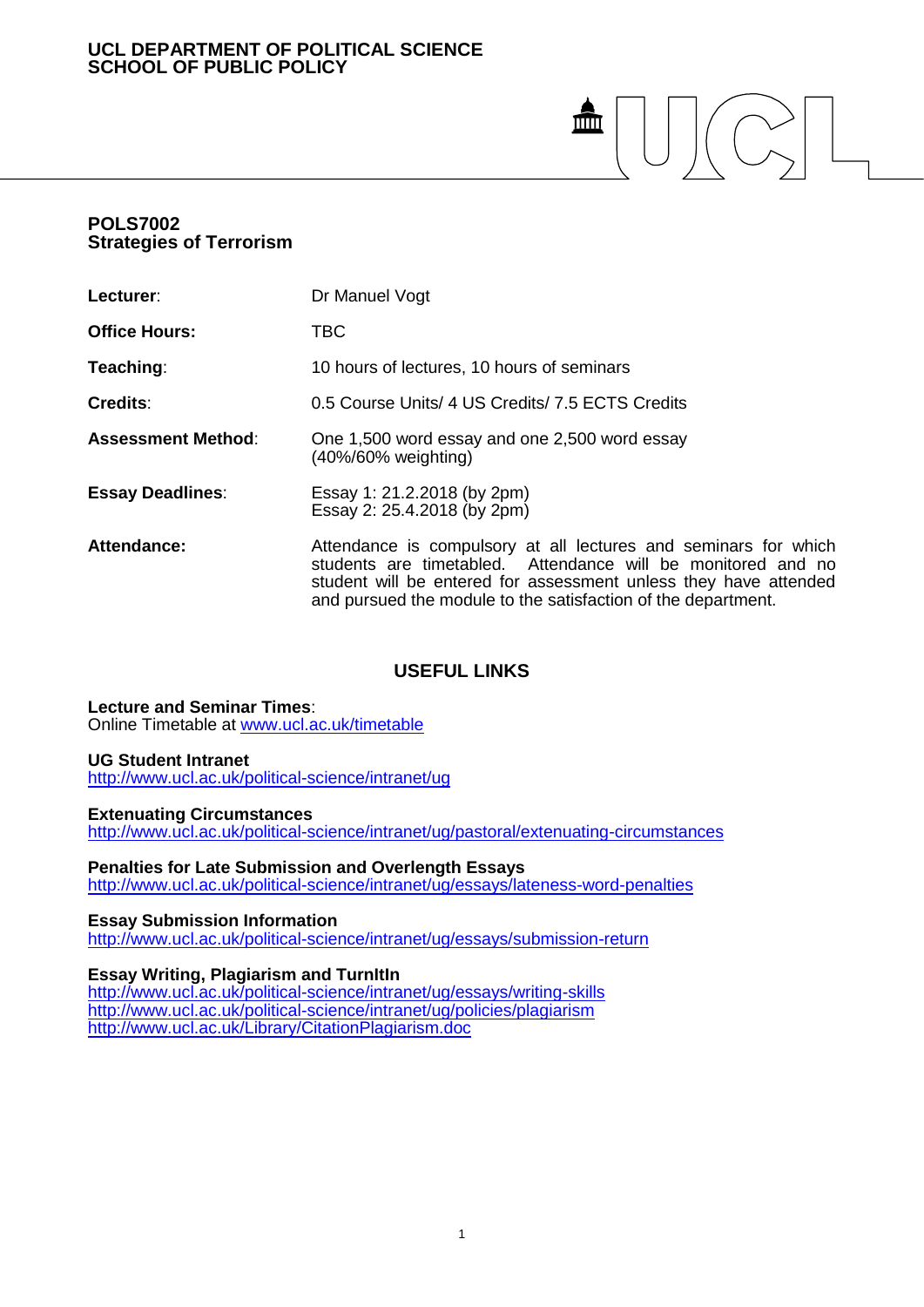**UCL DEPARTMENT OF POLITICAL SCIENCE**
**SCHOOL OF PUBLIC POLICY**

# POLS7002
# Strategies of Terrorism

| | |
|---|---|
| **Lecturer**: | Dr Manuel Vogt |
| **Office Hours:** | TBC |
| **Teaching**: | 10 hours of lectures, 10 hours of seminars |
| **Credits**: | 0.5 Course Units/ 4 US Credits/ 7.5 ECTS Credits |
| **Assessment Method**: | One 1,500 word essay and one 2,500 word essay (40%/60% weighting) |
| **Essay Deadlines**: | Essay 1: 21.2.2018 (by 2pm)<br>Essay 2: 25.4.2018 (by 2pm) |
| **Attendance:** | Attendance is compulsory at all lectures and seminars for which students are timetabled. Attendance will be monitored and no student will be entered for assessment unless they have attended and pursued the module to the satisfaction of the department. |

## USEFUL LINKS

**Lecture and Seminar Times**:
Online Timetable at www.ucl.ac.uk/timetable

**UG Student Intranet**
http://www.ucl.ac.uk/political-science/intranet/ug

**Extenuating Circumstances**
http://www.ucl.ac.uk/political-science/intranet/ug/pastoral/extenuating-circumstances

**Penalties for Late Submission and Overlength Essays**
http://www.ucl.ac.uk/political-science/intranet/ug/essays/lateness-word-penalties

**Essay Submission Information**
http://www.ucl.ac.uk/political-science/intranet/ug/essays/submission-return

**Essay Writing, Plagiarism and TurnItIn**
http://www.ucl.ac.uk/political-science/intranet/ug/essays/writing-skills
http://www.ucl.ac.uk/political-science/intranet/ug/policies/plagiarism
http://www.ucl.ac.uk/Library/CitationPlagiarism.doc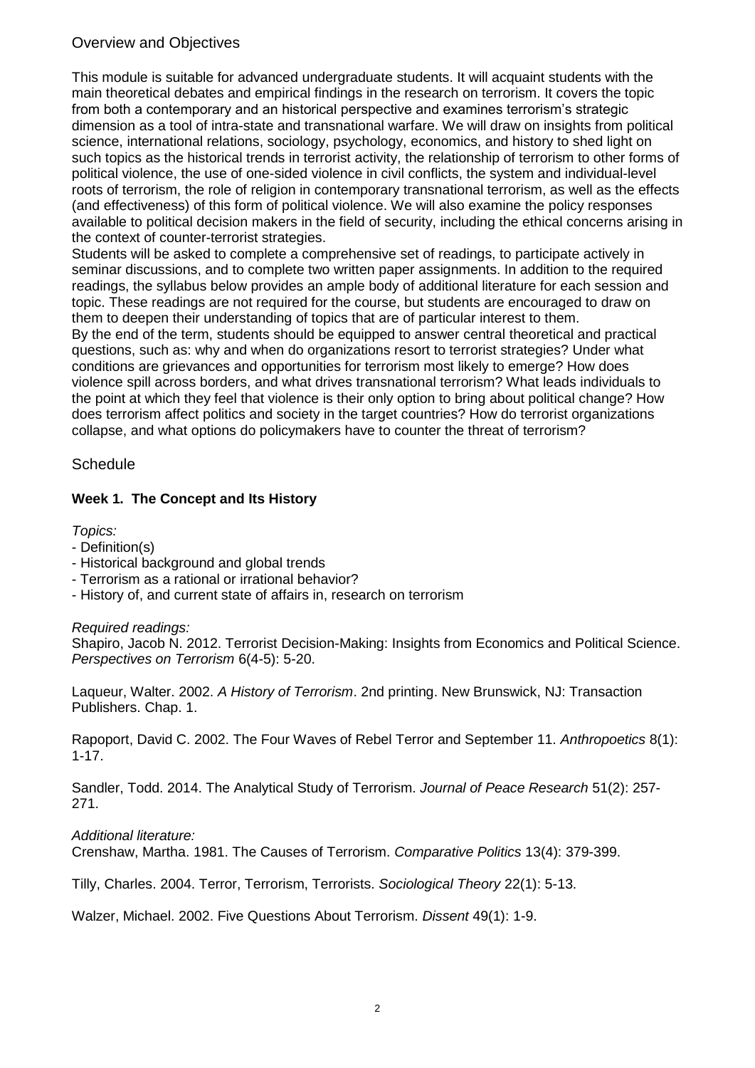## Overview and Objectives

This module is suitable for advanced undergraduate students. It will acquaint students with the main theoretical debates and empirical findings in the research on terrorism. It covers the topic from both a contemporary and an historical perspective and examines terrorism's strategic dimension as a tool of intra-state and transnational warfare. We will draw on insights from political science, international relations, sociology, psychology, economics, and history to shed light on such topics as the historical trends in terrorist activity, the relationship of terrorism to other forms of political violence, the use of one-sided violence in civil conflicts, the system and individual-level roots of terrorism, the role of religion in contemporary transnational terrorism, as well as the effects (and effectiveness) of this form of political violence. We will also examine the policy responses available to political decision makers in the field of security, including the ethical concerns arising in the context of counter-terrorist strategies.

Students will be asked to complete a comprehensive set of readings, to participate actively in seminar discussions, and to complete two written paper assignments. In addition to the required readings, the syllabus below provides an ample body of additional literature for each session and topic. These readings are not required for the course, but students are encouraged to draw on them to deepen their understanding of topics that are of particular interest to them.

By the end of the term, students should be equipped to answer central theoretical and practical questions, such as: why and when do organizations resort to terrorist strategies? Under what conditions are grievances and opportunities for terrorism most likely to emerge? How does violence spill across borders, and what drives transnational terrorism? What leads individuals to the point at which they feel that violence is their only option to bring about political change? How does terrorism affect politics and society in the target countries? How do terrorist organizations collapse, and what options do policymakers have to counter the threat of terrorism?

## Schedule

### Week 1. The Concept and Its History

*Topics:*

- Definition(s)
- Historical background and global trends
- Terrorism as a rational or irrational behavior?
- History of, and current state of affairs in, research on terrorism

*Required readings:*

Shapiro, Jacob N. 2012. Terrorist Decision-Making: Insights from Economics and Political Science. *Perspectives on Terrorism* 6(4-5): 5-20.

Laqueur, Walter. 2002. *A History of Terrorism*. 2nd printing. New Brunswick, NJ: Transaction Publishers. Chap. 1.

Rapoport, David C. 2002. The Four Waves of Rebel Terror and September 11. *Anthropoetics* 8(1): 1-17.

Sandler, Todd. 2014. The Analytical Study of Terrorism. *Journal of Peace Research* 51(2): 257-271.

*Additional literature:*

Crenshaw, Martha. 1981. The Causes of Terrorism. *Comparative Politics* 13(4): 379-399.

Tilly, Charles. 2004. Terror, Terrorism, Terrorists. *Sociological Theory* 22(1): 5-13.

Walzer, Michael. 2002. Five Questions About Terrorism. *Dissent* 49(1): 1-9.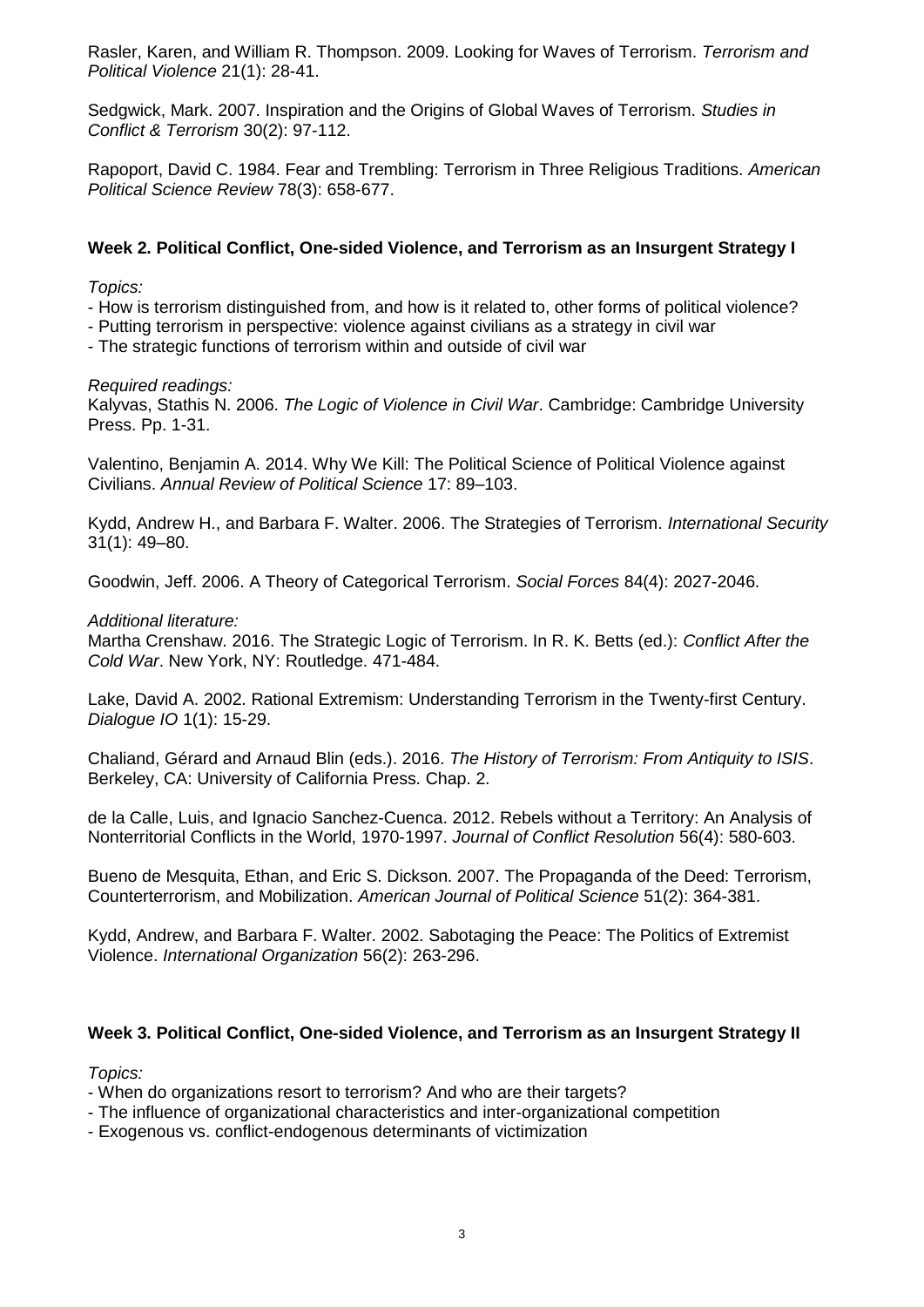Rasler, Karen, and William R. Thompson. 2009. Looking for Waves of Terrorism. *Terrorism and Political Violence* 21(1): 28-41.

Sedgwick, Mark. 2007. Inspiration and the Origins of Global Waves of Terrorism. *Studies in Conflict & Terrorism* 30(2): 97-112.

Rapoport, David C. 1984. Fear and Trembling: Terrorism in Three Religious Traditions. *American Political Science Review* 78(3): 658-677.

### Week 2. Political Conflict, One-sided Violence, and Terrorism as an Insurgent Strategy I

*Topics:*

- How is terrorism distinguished from, and how is it related to, other forms of political violence?
- Putting terrorism in perspective: violence against civilians as a strategy in civil war
- The strategic functions of terrorism within and outside of civil war

*Required readings:*

Kalyvas, Stathis N. 2006. *The Logic of Violence in Civil War*. Cambridge: Cambridge University Press. Pp. 1-31.

Valentino, Benjamin A. 2014. Why We Kill: The Political Science of Political Violence against Civilians. *Annual Review of Political Science* 17: 89–103.

Kydd, Andrew H., and Barbara F. Walter. 2006. The Strategies of Terrorism. *International Security* 31(1): 49–80.

Goodwin, Jeff. 2006. A Theory of Categorical Terrorism. *Social Forces* 84(4): 2027-2046.

*Additional literature:*

Martha Crenshaw. 2016. The Strategic Logic of Terrorism. In R. K. Betts (ed.): *Conflict After the Cold War*. New York, NY: Routledge. 471-484.

Lake, David A. 2002. Rational Extremism: Understanding Terrorism in the Twenty-first Century. *Dialogue IO* 1(1): 15-29.

Chaliand, Gérard and Arnaud Blin (eds.). 2016. *The History of Terrorism: From Antiquity to ISIS*. Berkeley, CA: University of California Press. Chap. 2.

de la Calle, Luis, and Ignacio Sanchez-Cuenca. 2012. Rebels without a Territory: An Analysis of Nonterritorial Conflicts in the World, 1970-1997. *Journal of Conflict Resolution* 56(4): 580-603.

Bueno de Mesquita, Ethan, and Eric S. Dickson. 2007. The Propaganda of the Deed: Terrorism, Counterterrorism, and Mobilization. *American Journal of Political Science* 51(2): 364-381.

Kydd, Andrew, and Barbara F. Walter. 2002. Sabotaging the Peace: The Politics of Extremist Violence. *International Organization* 56(2): 263-296.

### Week 3. Political Conflict, One-sided Violence, and Terrorism as an Insurgent Strategy II

*Topics:*

- When do organizations resort to terrorism? And who are their targets?
- The influence of organizational characteristics and inter-organizational competition
- Exogenous vs. conflict-endogenous determinants of victimization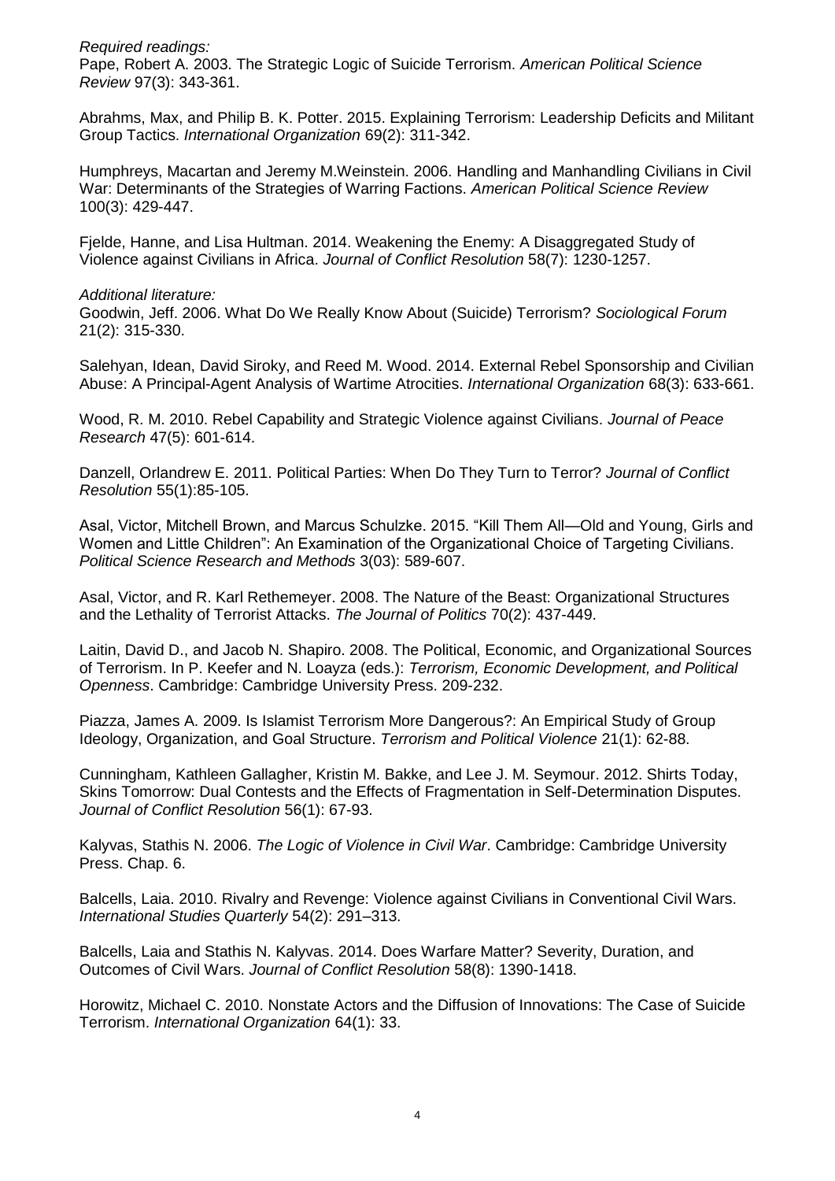*Required readings:*

Pape, Robert A. 2003. The Strategic Logic of Suicide Terrorism. *American Political Science Review* 97(3): 343-361.

Abrahms, Max, and Philip B. K. Potter. 2015. Explaining Terrorism: Leadership Deficits and Militant Group Tactics. *International Organization* 69(2): 311-342.

Humphreys, Macartan and Jeremy M.Weinstein. 2006. Handling and Manhandling Civilians in Civil War: Determinants of the Strategies of Warring Factions. *American Political Science Review* 100(3): 429-447.

Fjelde, Hanne, and Lisa Hultman. 2014. Weakening the Enemy: A Disaggregated Study of Violence against Civilians in Africa. *Journal of Conflict Resolution* 58(7): 1230-1257.

*Additional literature:*

Goodwin, Jeff. 2006. What Do We Really Know About (Suicide) Terrorism? *Sociological Forum* 21(2): 315-330.

Salehyan, Idean, David Siroky, and Reed M. Wood. 2014. External Rebel Sponsorship and Civilian Abuse: A Principal-Agent Analysis of Wartime Atrocities. *International Organization* 68(3): 633-661.

Wood, R. M. 2010. Rebel Capability and Strategic Violence against Civilians. *Journal of Peace Research* 47(5): 601-614.

Danzell, Orlandrew E. 2011. Political Parties: When Do They Turn to Terror? *Journal of Conflict Resolution* 55(1):85-105.

Asal, Victor, Mitchell Brown, and Marcus Schulzke. 2015. "Kill Them All—Old and Young, Girls and Women and Little Children": An Examination of the Organizational Choice of Targeting Civilians. *Political Science Research and Methods* 3(03): 589-607.

Asal, Victor, and R. Karl Rethemeyer. 2008. The Nature of the Beast: Organizational Structures and the Lethality of Terrorist Attacks. *The Journal of Politics* 70(2): 437-449.

Laitin, David D., and Jacob N. Shapiro. 2008. The Political, Economic, and Organizational Sources of Terrorism. In P. Keefer and N. Loayza (eds.): *Terrorism, Economic Development, and Political Openness*. Cambridge: Cambridge University Press. 209-232.

Piazza, James A. 2009. Is Islamist Terrorism More Dangerous?: An Empirical Study of Group Ideology, Organization, and Goal Structure. *Terrorism and Political Violence* 21(1): 62-88.

Cunningham, Kathleen Gallagher, Kristin M. Bakke, and Lee J. M. Seymour. 2012. Shirts Today, Skins Tomorrow: Dual Contests and the Effects of Fragmentation in Self-Determination Disputes. *Journal of Conflict Resolution* 56(1): 67-93.

Kalyvas, Stathis N. 2006. *The Logic of Violence in Civil War*. Cambridge: Cambridge University Press. Chap. 6.

Balcells, Laia. 2010. Rivalry and Revenge: Violence against Civilians in Conventional Civil Wars. *International Studies Quarterly* 54(2): 291–313.

Balcells, Laia and Stathis N. Kalyvas. 2014. Does Warfare Matter? Severity, Duration, and Outcomes of Civil Wars. *Journal of Conflict Resolution* 58(8): 1390-1418.

Horowitz, Michael C. 2010. Nonstate Actors and the Diffusion of Innovations: The Case of Suicide Terrorism. *International Organization* 64(1): 33.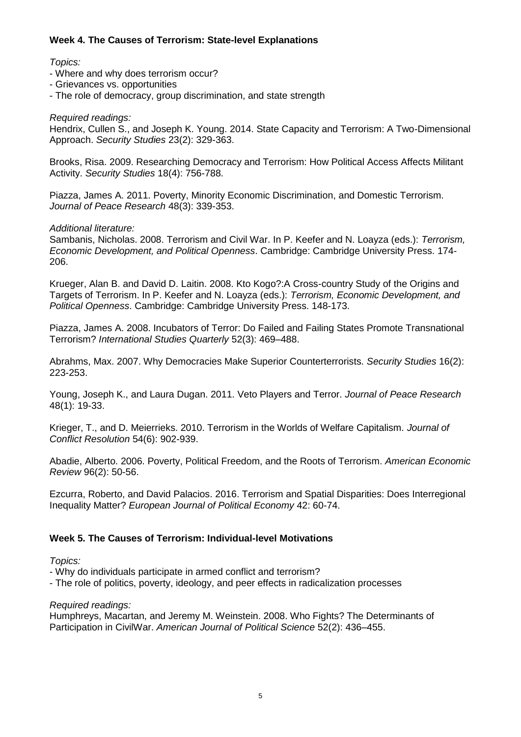## Week 4. The Causes of Terrorism: State-level Explanations

*Topics:*

- Where and why does terrorism occur?
- Grievances vs. opportunities
- The role of democracy, group discrimination, and state strength

*Required readings:*

Hendrix, Cullen S., and Joseph K. Young. 2014. State Capacity and Terrorism: A Two-Dimensional Approach. *Security Studies* 23(2): 329-363.

Brooks, Risa. 2009. Researching Democracy and Terrorism: How Political Access Affects Militant Activity. *Security Studies* 18(4): 756-788.

Piazza, James A. 2011. Poverty, Minority Economic Discrimination, and Domestic Terrorism. *Journal of Peace Research* 48(3): 339-353.

*Additional literature:*

Sambanis, Nicholas. 2008. Terrorism and Civil War. In P. Keefer and N. Loayza (eds.): *Terrorism, Economic Development, and Political Openness*. Cambridge: Cambridge University Press. 174-206.

Krueger, Alan B. and David D. Laitin. 2008. Kto Kogo?:A Cross-country Study of the Origins and Targets of Terrorism. In P. Keefer and N. Loayza (eds.): *Terrorism, Economic Development, and Political Openness*. Cambridge: Cambridge University Press. 148-173.

Piazza, James A. 2008. Incubators of Terror: Do Failed and Failing States Promote Transnational Terrorism? *International Studies Quarterly* 52(3): 469–488.

Abrahms, Max. 2007. Why Democracies Make Superior Counterterrorists. *Security Studies* 16(2): 223-253.

Young, Joseph K., and Laura Dugan. 2011. Veto Players and Terror. *Journal of Peace Research* 48(1): 19-33.

Krieger, T., and D. Meierrieks. 2010. Terrorism in the Worlds of Welfare Capitalism. *Journal of Conflict Resolution* 54(6): 902-939.

Abadie, Alberto. 2006. Poverty, Political Freedom, and the Roots of Terrorism. *American Economic Review* 96(2): 50-56.

Ezcurra, Roberto, and David Palacios. 2016. Terrorism and Spatial Disparities: Does Interregional Inequality Matter? *European Journal of Political Economy* 42: 60-74.

## Week 5. The Causes of Terrorism: Individual-level Motivations

*Topics:*

- Why do individuals participate in armed conflict and terrorism?
- The role of politics, poverty, ideology, and peer effects in radicalization processes

*Required readings:*

Humphreys, Macartan, and Jeremy M. Weinstein. 2008. Who Fights? The Determinants of Participation in CivilWar. *American Journal of Political Science* 52(2): 436–455.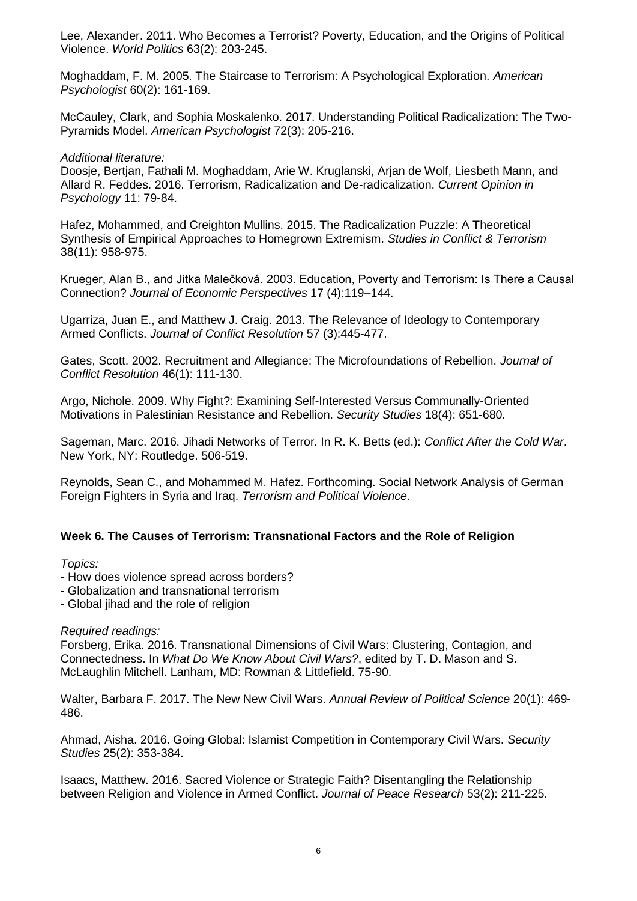Lee, Alexander. 2011. Who Becomes a Terrorist? Poverty, Education, and the Origins of Political Violence. *World Politics* 63(2): 203-245.

Moghaddam, F. M. 2005. The Staircase to Terrorism: A Psychological Exploration. *American Psychologist* 60(2): 161-169.

McCauley, Clark, and Sophia Moskalenko. 2017. Understanding Political Radicalization: The Two-Pyramids Model. *American Psychologist* 72(3): 205-216.

*Additional literature:*

Doosje, Bertjan, Fathali M. Moghaddam, Arie W. Kruglanski, Arjan de Wolf, Liesbeth Mann, and Allard R. Feddes. 2016. Terrorism, Radicalization and De-radicalization. *Current Opinion in Psychology* 11: 79-84.

Hafez, Mohammed, and Creighton Mullins. 2015. The Radicalization Puzzle: A Theoretical Synthesis of Empirical Approaches to Homegrown Extremism. *Studies in Conflict & Terrorism* 38(11): 958-975.

Krueger, Alan B., and Jitka Malečková. 2003. Education, Poverty and Terrorism: Is There a Causal Connection? *Journal of Economic Perspectives* 17 (4):119–144.

Ugarriza, Juan E., and Matthew J. Craig. 2013. The Relevance of Ideology to Contemporary Armed Conflicts. *Journal of Conflict Resolution* 57 (3):445-477.

Gates, Scott. 2002. Recruitment and Allegiance: The Microfoundations of Rebellion. *Journal of Conflict Resolution* 46(1): 111-130.

Argo, Nichole. 2009. Why Fight?: Examining Self-Interested Versus Communally-Oriented Motivations in Palestinian Resistance and Rebellion. *Security Studies* 18(4): 651-680.

Sageman, Marc. 2016. Jihadi Networks of Terror. In R. K. Betts (ed.): *Conflict After the Cold War*. New York, NY: Routledge. 506-519.

Reynolds, Sean C., and Mohammed M. Hafez. Forthcoming. Social Network Analysis of German Foreign Fighters in Syria and Iraq. *Terrorism and Political Violence*.

**Week 6. The Causes of Terrorism: Transnational Factors and the Role of Religion**

*Topics:*

- How does violence spread across borders?
- Globalization and transnational terrorism
- Global jihad and the role of religion

*Required readings:*

Forsberg, Erika. 2016. Transnational Dimensions of Civil Wars: Clustering, Contagion, and Connectedness. In *What Do We Know About Civil Wars?*, edited by T. D. Mason and S. McLaughlin Mitchell. Lanham, MD: Rowman & Littlefield. 75-90.

Walter, Barbara F. 2017. The New New Civil Wars. *Annual Review of Political Science* 20(1): 469-486.

Ahmad, Aisha. 2016. Going Global: Islamist Competition in Contemporary Civil Wars. *Security Studies* 25(2): 353-384.

Isaacs, Matthew. 2016. Sacred Violence or Strategic Faith? Disentangling the Relationship between Religion and Violence in Armed Conflict. *Journal of Peace Research* 53(2): 211-225.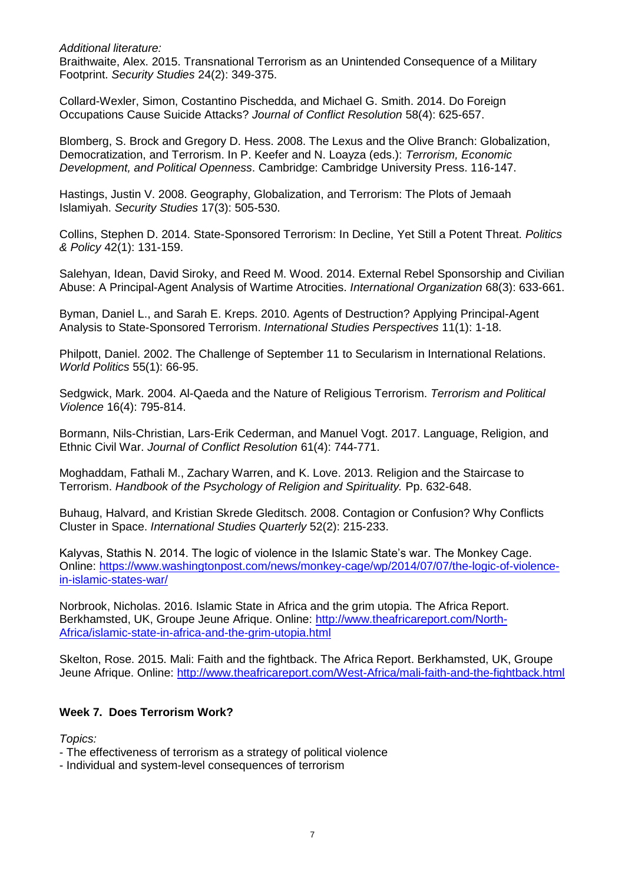*Additional literature:*
Braithwaite, Alex. 2015. Transnational Terrorism as an Unintended Consequence of a Military Footprint. *Security Studies* 24(2): 349-375.

Collard-Wexler, Simon, Costantino Pischedda, and Michael G. Smith. 2014. Do Foreign Occupations Cause Suicide Attacks? *Journal of Conflict Resolution* 58(4): 625-657.

Blomberg, S. Brock and Gregory D. Hess. 2008. The Lexus and the Olive Branch: Globalization, Democratization, and Terrorism. In P. Keefer and N. Loayza (eds.): *Terrorism, Economic Development, and Political Openness*. Cambridge: Cambridge University Press. 116-147.

Hastings, Justin V. 2008. Geography, Globalization, and Terrorism: The Plots of Jemaah Islamiyah. *Security Studies* 17(3): 505-530.

Collins, Stephen D. 2014. State-Sponsored Terrorism: In Decline, Yet Still a Potent Threat. *Politics & Policy* 42(1): 131-159.

Salehyan, Idean, David Siroky, and Reed M. Wood. 2014. External Rebel Sponsorship and Civilian Abuse: A Principal-Agent Analysis of Wartime Atrocities. *International Organization* 68(3): 633-661.

Byman, Daniel L., and Sarah E. Kreps. 2010. Agents of Destruction? Applying Principal-Agent Analysis to State-Sponsored Terrorism. *International Studies Perspectives* 11(1): 1-18.

Philpott, Daniel. 2002. The Challenge of September 11 to Secularism in International Relations. *World Politics* 55(1): 66-95.

Sedgwick, Mark. 2004. Al-Qaeda and the Nature of Religious Terrorism. *Terrorism and Political Violence* 16(4): 795-814.

Bormann, Nils-Christian, Lars-Erik Cederman, and Manuel Vogt. 2017. Language, Religion, and Ethnic Civil War. *Journal of Conflict Resolution* 61(4): 744-771.

Moghaddam, Fathali M., Zachary Warren, and K. Love. 2013. Religion and the Staircase to Terrorism. *Handbook of the Psychology of Religion and Spirituality.* Pp. 632-648.

Buhaug, Halvard, and Kristian Skrede Gleditsch. 2008. Contagion or Confusion? Why Conflicts Cluster in Space. *International Studies Quarterly* 52(2): 215-233.

Kalyvas, Stathis N. 2014. The logic of violence in the Islamic State's war. The Monkey Cage. Online: https://www.washingtonpost.com/news/monkey-cage/wp/2014/07/07/the-logic-of-violence-in-islamic-states-war/

Norbrook, Nicholas. 2016. Islamic State in Africa and the grim utopia. The Africa Report. Berkhamsted, UK, Groupe Jeune Afrique. Online: http://www.theafricareport.com/North-Africa/islamic-state-in-africa-and-the-grim-utopia.html

Skelton, Rose. 2015. Mali: Faith and the fightback. The Africa Report. Berkhamsted, UK, Groupe Jeune Afrique. Online: http://www.theafricareport.com/West-Africa/mali-faith-and-the-fightback.html

## Week 7. Does Terrorism Work?

*Topics:*
- The effectiveness of terrorism as a strategy of political violence
- Individual and system-level consequences of terrorism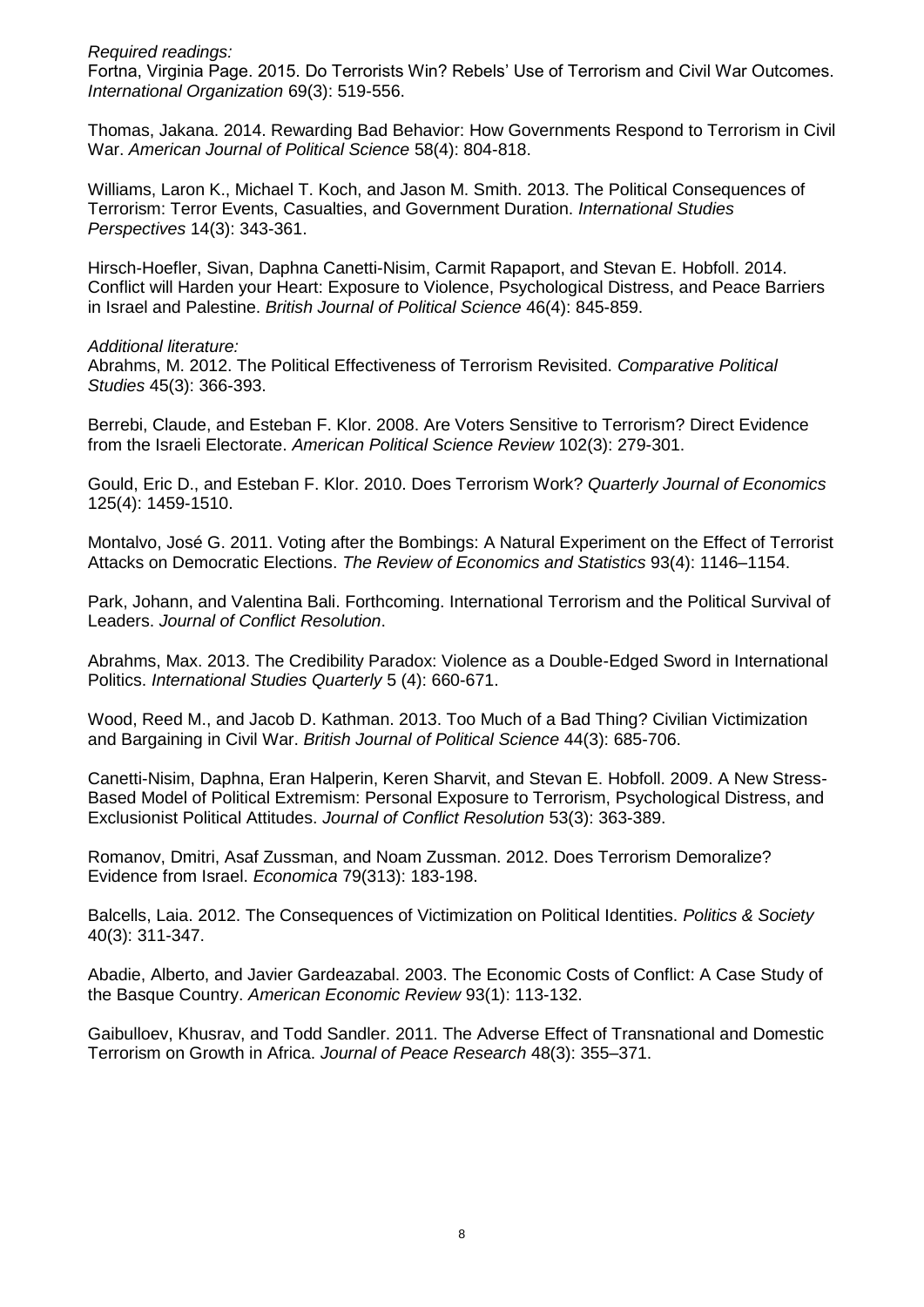*Required readings:*

Fortna, Virginia Page. 2015. Do Terrorists Win? Rebels' Use of Terrorism and Civil War Outcomes. *International Organization* 69(3): 519-556.

Thomas, Jakana. 2014. Rewarding Bad Behavior: How Governments Respond to Terrorism in Civil War. *American Journal of Political Science* 58(4): 804-818.

Williams, Laron K., Michael T. Koch, and Jason M. Smith. 2013. The Political Consequences of Terrorism: Terror Events, Casualties, and Government Duration. *International Studies Perspectives* 14(3): 343-361.

Hirsch-Hoefler, Sivan, Daphna Canetti-Nisim, Carmit Rapaport, and Stevan E. Hobfoll. 2014. Conflict will Harden your Heart: Exposure to Violence, Psychological Distress, and Peace Barriers in Israel and Palestine. *British Journal of Political Science* 46(4): 845-859.

*Additional literature:*

Abrahms, M. 2012. The Political Effectiveness of Terrorism Revisited. *Comparative Political Studies* 45(3): 366-393.

Berrebi, Claude, and Esteban F. Klor. 2008. Are Voters Sensitive to Terrorism? Direct Evidence from the Israeli Electorate. *American Political Science Review* 102(3): 279-301.

Gould, Eric D., and Esteban F. Klor. 2010. Does Terrorism Work? *Quarterly Journal of Economics* 125(4): 1459-1510.

Montalvo, José G. 2011. Voting after the Bombings: A Natural Experiment on the Effect of Terrorist Attacks on Democratic Elections. *The Review of Economics and Statistics* 93(4): 1146–1154.

Park, Johann, and Valentina Bali. Forthcoming. International Terrorism and the Political Survival of Leaders. *Journal of Conflict Resolution*.

Abrahms, Max. 2013. The Credibility Paradox: Violence as a Double-Edged Sword in International Politics. *International Studies Quarterly* 5 (4): 660-671.

Wood, Reed M., and Jacob D. Kathman. 2013. Too Much of a Bad Thing? Civilian Victimization and Bargaining in Civil War. *British Journal of Political Science* 44(3): 685-706.

Canetti-Nisim, Daphna, Eran Halperin, Keren Sharvit, and Stevan E. Hobfoll. 2009. A New Stress-Based Model of Political Extremism: Personal Exposure to Terrorism, Psychological Distress, and Exclusionist Political Attitudes. *Journal of Conflict Resolution* 53(3): 363-389.

Romanov, Dmitri, Asaf Zussman, and Noam Zussman. 2012. Does Terrorism Demoralize? Evidence from Israel. *Economica* 79(313): 183-198.

Balcells, Laia. 2012. The Consequences of Victimization on Political Identities. *Politics & Society* 40(3): 311-347.

Abadie, Alberto, and Javier Gardeazabal. 2003. The Economic Costs of Conflict: A Case Study of the Basque Country. *American Economic Review* 93(1): 113-132.

Gaibulloev, Khusrav, and Todd Sandler. 2011. The Adverse Effect of Transnational and Domestic Terrorism on Growth in Africa. *Journal of Peace Research* 48(3): 355–371.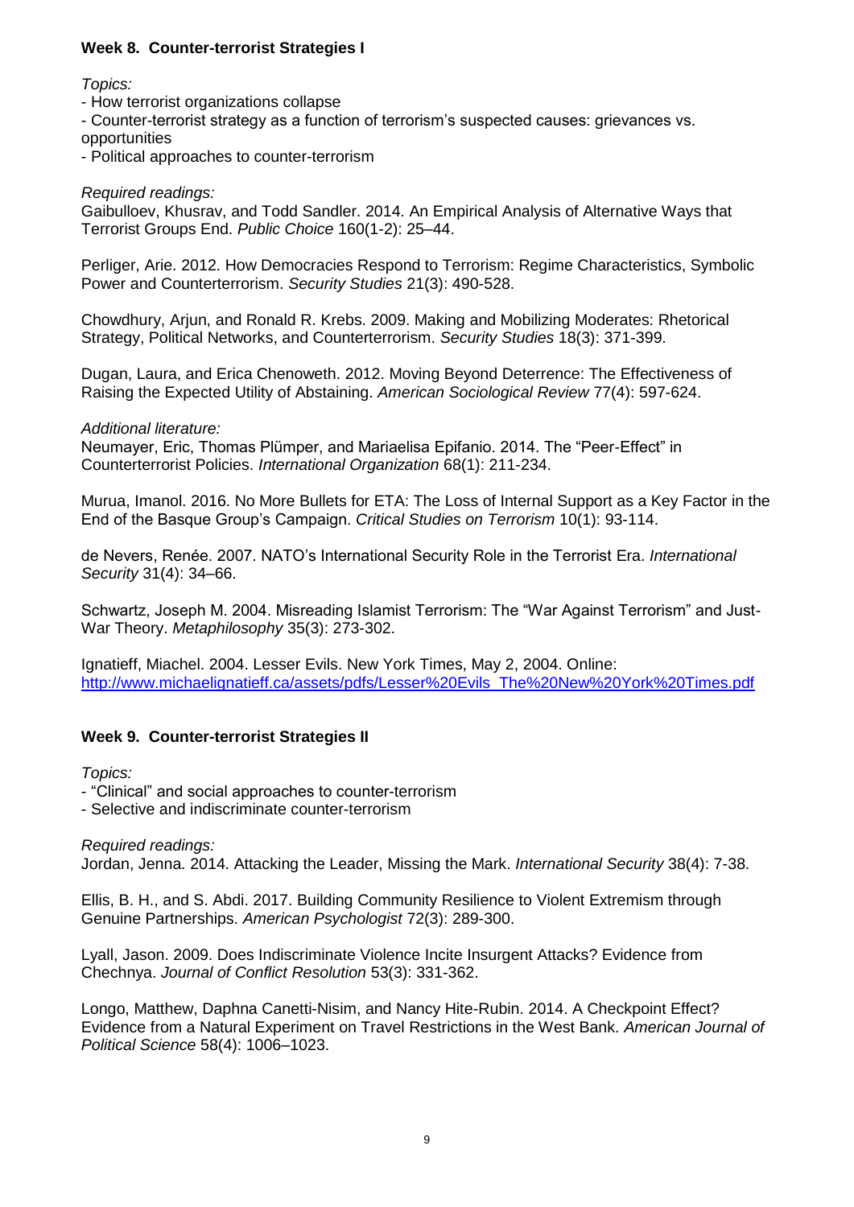### Week 8. Counter-terrorist Strategies I

*Topics:*

- How terrorist organizations collapse
- Counter-terrorist strategy as a function of terrorism's suspected causes: grievances vs. opportunities
- Political approaches to counter-terrorism

*Required readings:*

Gaibulloev, Khusrav, and Todd Sandler. 2014. An Empirical Analysis of Alternative Ways that Terrorist Groups End. *Public Choice* 160(1-2): 25–44.

Perliger, Arie. 2012. How Democracies Respond to Terrorism: Regime Characteristics, Symbolic Power and Counterterrorism. *Security Studies* 21(3): 490-528.

Chowdhury, Arjun, and Ronald R. Krebs. 2009. Making and Mobilizing Moderates: Rhetorical Strategy, Political Networks, and Counterterrorism. *Security Studies* 18(3): 371-399.

Dugan, Laura, and Erica Chenoweth. 2012. Moving Beyond Deterrence: The Effectiveness of Raising the Expected Utility of Abstaining. *American Sociological Review* 77(4): 597-624.

*Additional literature:*

Neumayer, Eric, Thomas Plümper, and Mariaelisa Epifanio. 2014. The "Peer-Effect" in Counterterrorist Policies. *International Organization* 68(1): 211-234.

Murua, Imanol. 2016. No More Bullets for ETA: The Loss of Internal Support as a Key Factor in the End of the Basque Group's Campaign. *Critical Studies on Terrorism* 10(1): 93-114.

de Nevers, Renée. 2007. NATO's International Security Role in the Terrorist Era. *International Security* 31(4): 34–66.

Schwartz, Joseph M. 2004. Misreading Islamist Terrorism: The "War Against Terrorism" and Just-War Theory. *Metaphilosophy* 35(3): 273-302.

Ignatieff, Miachel. 2004. Lesser Evils. New York Times, May 2, 2004. Online: http://www.michaelignatieff.ca/assets/pdfs/Lesser%20Evils_The%20New%20York%20Times.pdf

### Week 9. Counter-terrorist Strategies II

*Topics:*

- "Clinical" and social approaches to counter-terrorism
- Selective and indiscriminate counter-terrorism

*Required readings:*

Jordan, Jenna. 2014. Attacking the Leader, Missing the Mark. *International Security* 38(4): 7-38.

Ellis, B. H., and S. Abdi. 2017. Building Community Resilience to Violent Extremism through Genuine Partnerships. *American Psychologist* 72(3): 289-300.

Lyall, Jason. 2009. Does Indiscriminate Violence Incite Insurgent Attacks? Evidence from Chechnya. *Journal of Conflict Resolution* 53(3): 331-362.

Longo, Matthew, Daphna Canetti-Nisim, and Nancy Hite-Rubin. 2014. A Checkpoint Effect? Evidence from a Natural Experiment on Travel Restrictions in the West Bank. *American Journal of Political Science* 58(4): 1006–1023.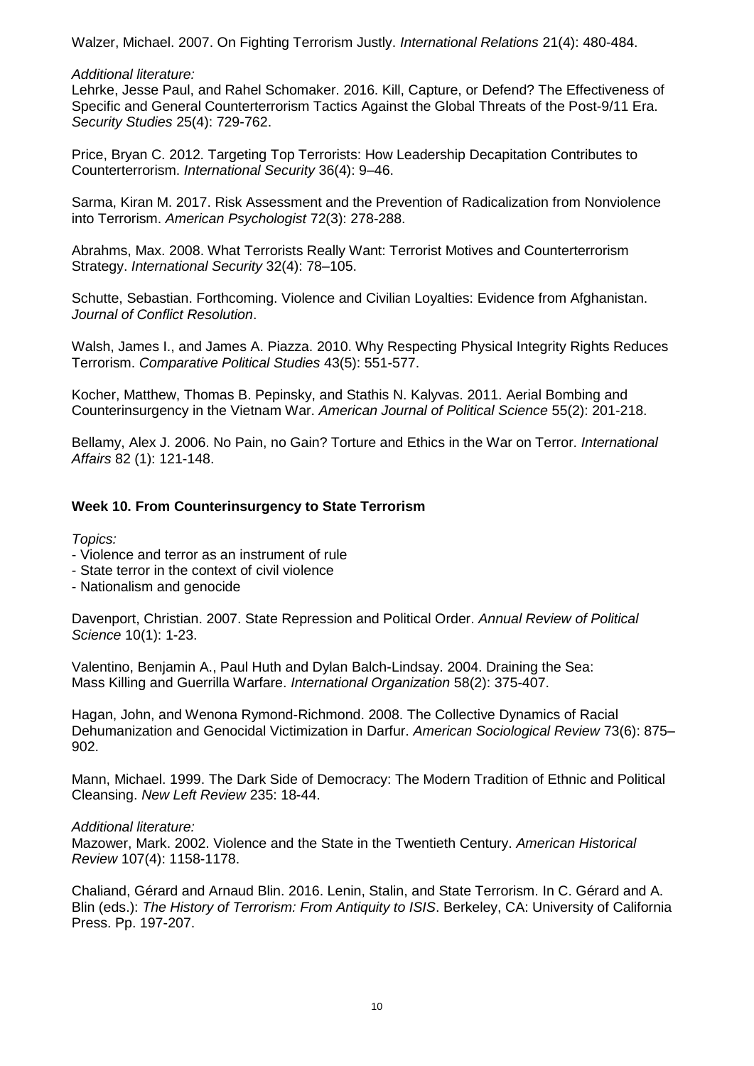Walzer, Michael. 2007. On Fighting Terrorism Justly. *International Relations* 21(4): 480-484.

*Additional literature:*

Lehrke, Jesse Paul, and Rahel Schomaker. 2016. Kill, Capture, or Defend? The Effectiveness of Specific and General Counterterrorism Tactics Against the Global Threats of the Post-9/11 Era. *Security Studies* 25(4): 729-762.

Price, Bryan C. 2012. Targeting Top Terrorists: How Leadership Decapitation Contributes to Counterterrorism. *International Security* 36(4): 9–46.

Sarma, Kiran M. 2017. Risk Assessment and the Prevention of Radicalization from Nonviolence into Terrorism. *American Psychologist* 72(3): 278-288.

Abrahms, Max. 2008. What Terrorists Really Want: Terrorist Motives and Counterterrorism Strategy. *International Security* 32(4): 78–105.

Schutte, Sebastian. Forthcoming. Violence and Civilian Loyalties: Evidence from Afghanistan. *Journal of Conflict Resolution*.

Walsh, James I., and James A. Piazza. 2010. Why Respecting Physical Integrity Rights Reduces Terrorism. *Comparative Political Studies* 43(5): 551-577.

Kocher, Matthew, Thomas B. Pepinsky, and Stathis N. Kalyvas. 2011. Aerial Bombing and Counterinsurgency in the Vietnam War. *American Journal of Political Science* 55(2): 201-218.

Bellamy, Alex J. 2006. No Pain, no Gain? Torture and Ethics in the War on Terror. *International Affairs* 82 (1): 121-148.

## Week 10. From Counterinsurgency to State Terrorism

*Topics:*

- Violence and terror as an instrument of rule
- State terror in the context of civil violence
- Nationalism and genocide

Davenport, Christian. 2007. State Repression and Political Order. *Annual Review of Political Science* 10(1): 1-23.

Valentino, Benjamin A., Paul Huth and Dylan Balch-Lindsay. 2004. Draining the Sea: Mass Killing and Guerrilla Warfare. *International Organization* 58(2): 375-407.

Hagan, John, and Wenona Rymond-Richmond. 2008. The Collective Dynamics of Racial Dehumanization and Genocidal Victimization in Darfur. *American Sociological Review* 73(6): 875–902.

Mann, Michael. 1999. The Dark Side of Democracy: The Modern Tradition of Ethnic and Political Cleansing. *New Left Review* 235: 18-44.

*Additional literature:*

Mazower, Mark. 2002. Violence and the State in the Twentieth Century. *American Historical Review* 107(4): 1158-1178.

Chaliand, Gérard and Arnaud Blin. 2016. Lenin, Stalin, and State Terrorism. In C. Gérard and A. Blin (eds.): *The History of Terrorism: From Antiquity to ISIS*. Berkeley, CA: University of California Press. Pp. 197-207.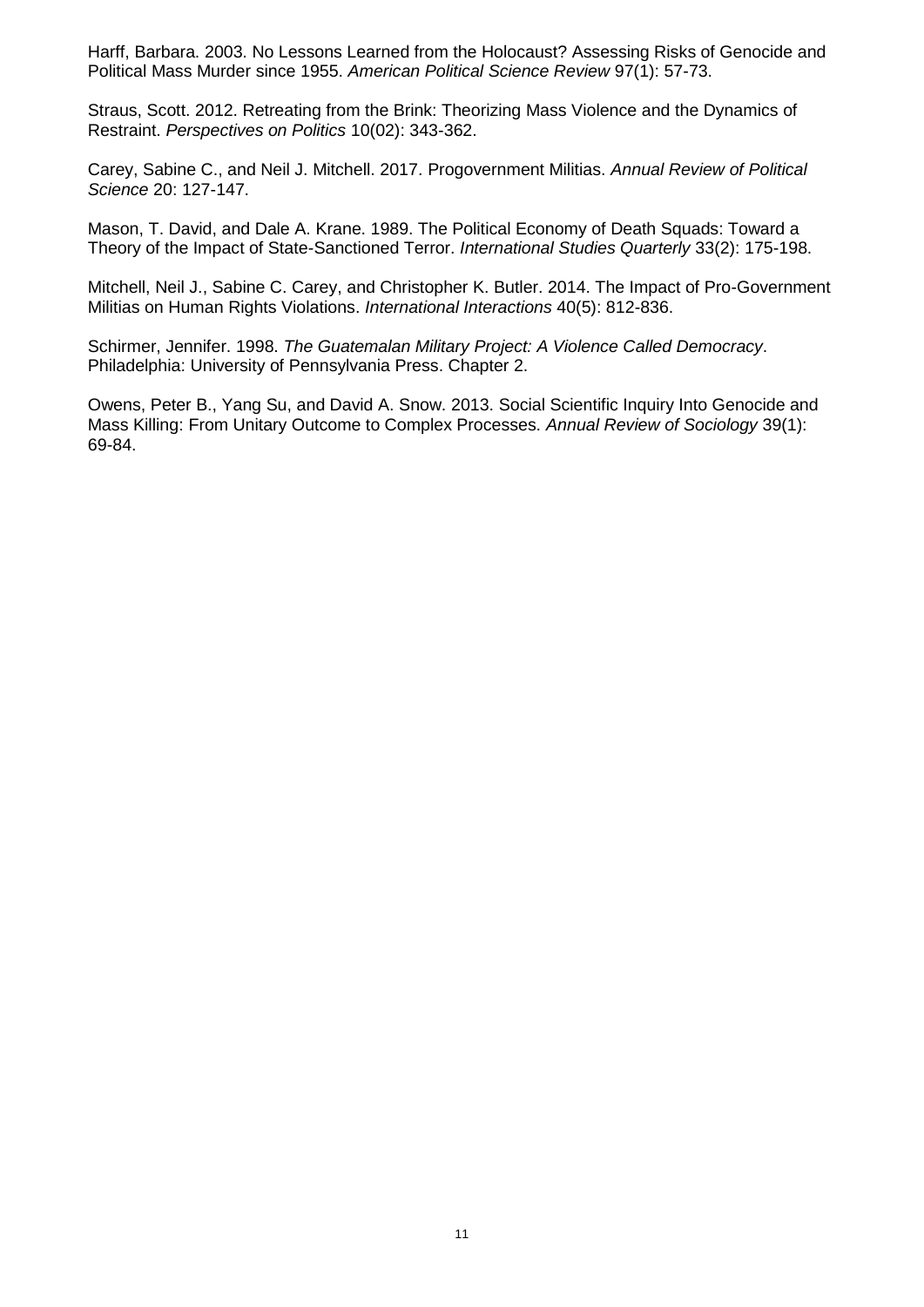Harff, Barbara. 2003. No Lessons Learned from the Holocaust? Assessing Risks of Genocide and Political Mass Murder since 1955. *American Political Science Review* 97(1): 57-73.

Straus, Scott. 2012. Retreating from the Brink: Theorizing Mass Violence and the Dynamics of Restraint. *Perspectives on Politics* 10(02): 343-362.

Carey, Sabine C., and Neil J. Mitchell. 2017. Progovernment Militias. *Annual Review of Political Science* 20: 127-147.

Mason, T. David, and Dale A. Krane. 1989. The Political Economy of Death Squads: Toward a Theory of the Impact of State-Sanctioned Terror. *International Studies Quarterly* 33(2): 175-198.

Mitchell, Neil J., Sabine C. Carey, and Christopher K. Butler. 2014. The Impact of Pro-Government Militias on Human Rights Violations. *International Interactions* 40(5): 812-836.

Schirmer, Jennifer. 1998. *The Guatemalan Military Project: A Violence Called Democracy*. Philadelphia: University of Pennsylvania Press. Chapter 2.

Owens, Peter B., Yang Su, and David A. Snow. 2013. Social Scientific Inquiry Into Genocide and Mass Killing: From Unitary Outcome to Complex Processes. *Annual Review of Sociology* 39(1): 69-84.